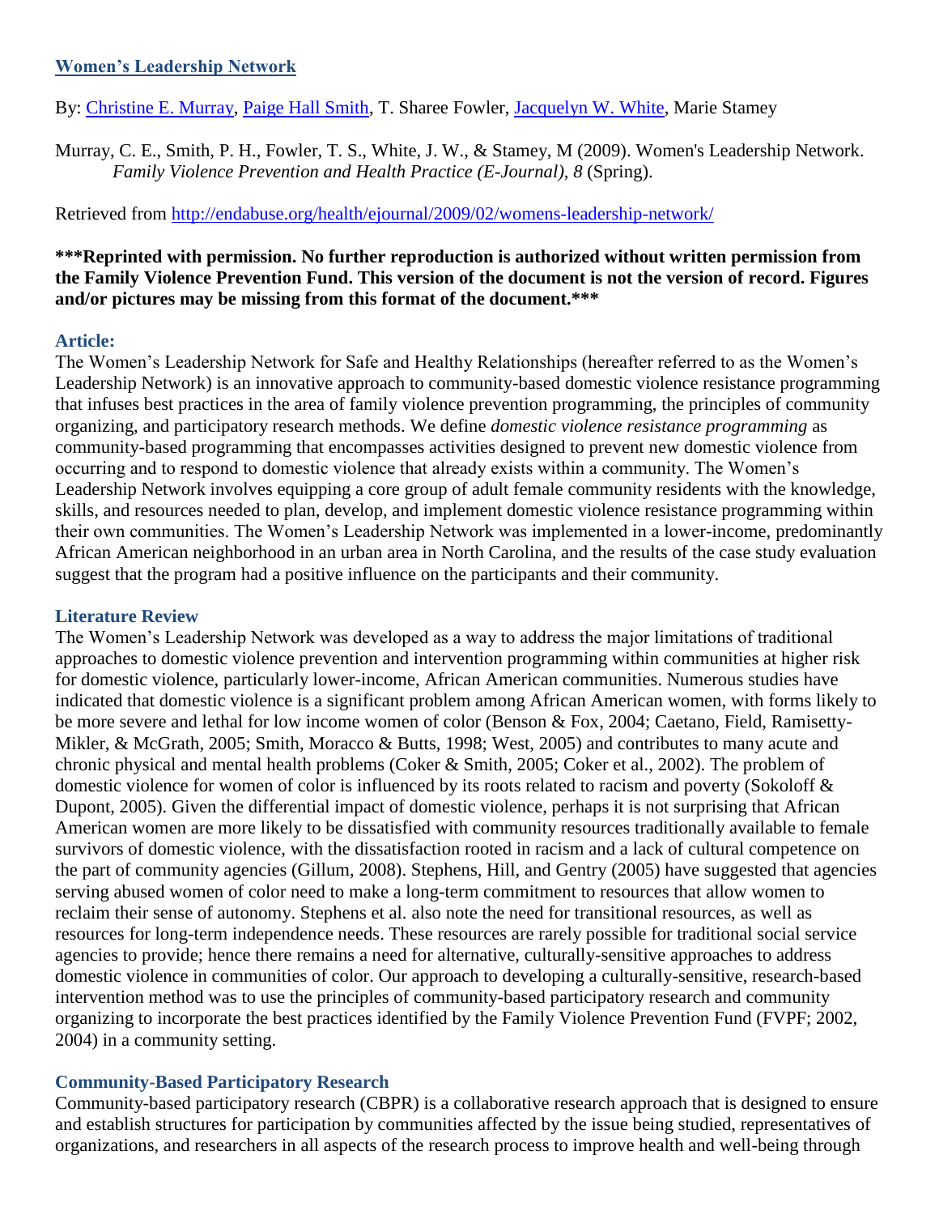## Women's Leadership Network

By: Christine E. Murray, Paige Hall Smith, T. Sharee Fowler, Jacquelyn W. White, Marie Stamey

Murray, C. E., Smith, P. H., Fowler, T. S., White, J. W., & Stamey, M (2009). Women's Leadership Network. *Family Violence Prevention and Health Practice (E-Journal), 8* (Spring).

Retrieved from http://endabuse.org/health/ejournal/2009/02/womens-leadership-network/

**\*\*\*Reprinted with permission. No further reproduction is authorized without written permission from the Family Violence Prevention Fund. This version of the document is not the version of record. Figures and/or pictures may be missing from this format of the document.\*\*\***

### Article:

The Women's Leadership Network for Safe and Healthy Relationships (hereafter referred to as the Women's Leadership Network) is an innovative approach to community-based domestic violence resistance programming that infuses best practices in the area of family violence prevention programming, the principles of community organizing, and participatory research methods. We define *domestic violence resistance programming* as community-based programming that encompasses activities designed to prevent new domestic violence from occurring and to respond to domestic violence that already exists within a community. The Women's Leadership Network involves equipping a core group of adult female community residents with the knowledge, skills, and resources needed to plan, develop, and implement domestic violence resistance programming within their own communities. The Women's Leadership Network was implemented in a lower-income, predominantly African American neighborhood in an urban area in North Carolina, and the results of the case study evaluation suggest that the program had a positive influence on the participants and their community.

### Literature Review

The Women's Leadership Network was developed as a way to address the major limitations of traditional approaches to domestic violence prevention and intervention programming within communities at higher risk for domestic violence, particularly lower-income, African American communities. Numerous studies have indicated that domestic violence is a significant problem among African American women, with forms likely to be more severe and lethal for low income women of color (Benson & Fox, 2004; Caetano, Field, Ramisetty-Mikler, & McGrath, 2005; Smith, Moracco & Butts, 1998; West, 2005) and contributes to many acute and chronic physical and mental health problems (Coker & Smith, 2005; Coker et al., 2002). The problem of domestic violence for women of color is influenced by its roots related to racism and poverty (Sokoloff & Dupont, 2005). Given the differential impact of domestic violence, perhaps it is not surprising that African American women are more likely to be dissatisfied with community resources traditionally available to female survivors of domestic violence, with the dissatisfaction rooted in racism and a lack of cultural competence on the part of community agencies (Gillum, 2008). Stephens, Hill, and Gentry (2005) have suggested that agencies serving abused women of color need to make a long-term commitment to resources that allow women to reclaim their sense of autonomy. Stephens et al. also note the need for transitional resources, as well as resources for long-term independence needs. These resources are rarely possible for traditional social service agencies to provide; hence there remains a need for alternative, culturally-sensitive approaches to address domestic violence in communities of color. Our approach to developing a culturally-sensitive, research-based intervention method was to use the principles of community-based participatory research and community organizing to incorporate the best practices identified by the Family Violence Prevention Fund (FVPF; 2002, 2004) in a community setting.

### Community-Based Participatory Research

Community-based participatory research (CBPR) is a collaborative research approach that is designed to ensure and establish structures for participation by communities affected by the issue being studied, representatives of organizations, and researchers in all aspects of the research process to improve health and well-being through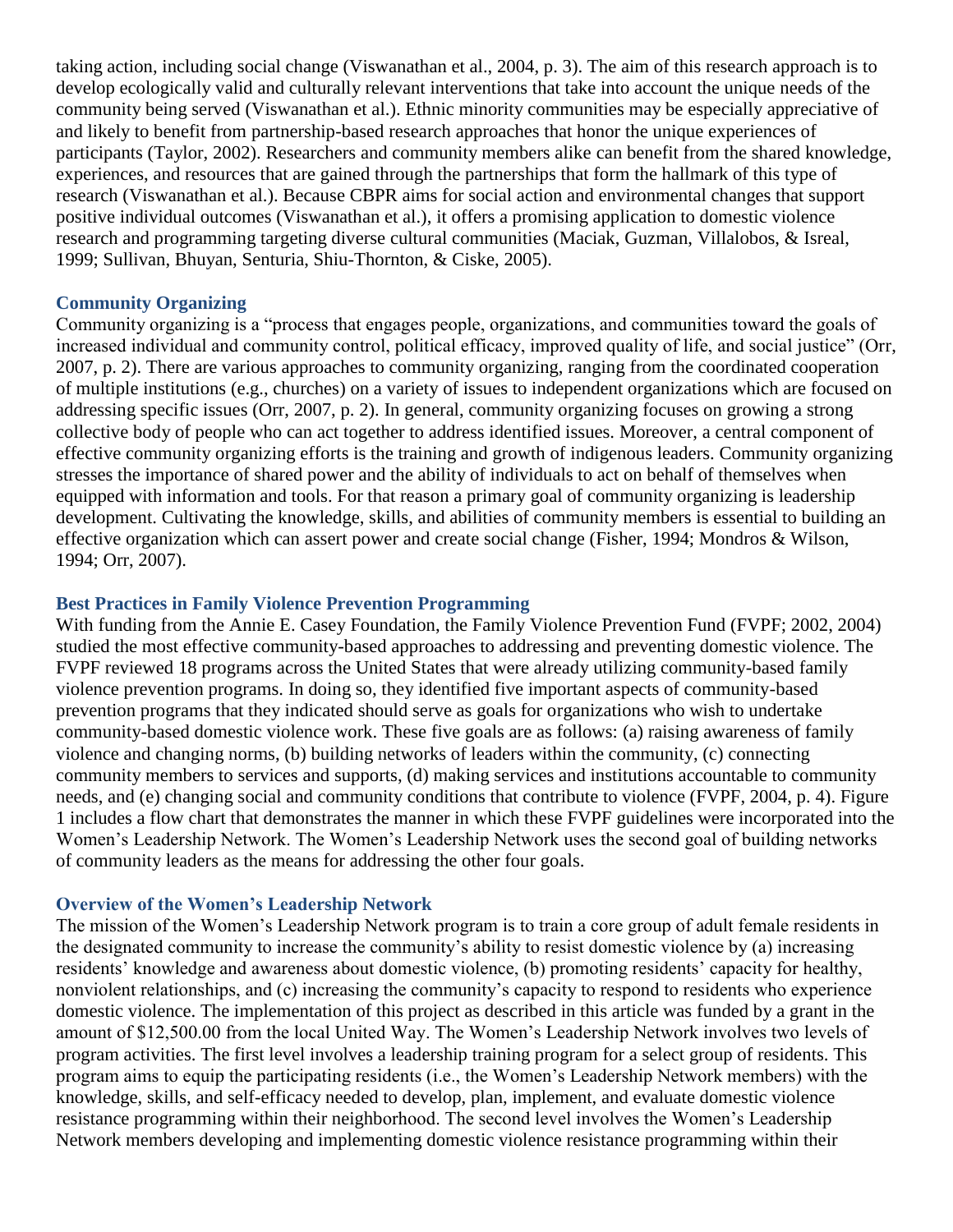taking action, including social change (Viswanathan et al., 2004, p. 3). The aim of this research approach is to develop ecologically valid and culturally relevant interventions that take into account the unique needs of the community being served (Viswanathan et al.). Ethnic minority communities may be especially appreciative of and likely to benefit from partnership-based research approaches that honor the unique experiences of participants (Taylor, 2002). Researchers and community members alike can benefit from the shared knowledge, experiences, and resources that are gained through the partnerships that form the hallmark of this type of research (Viswanathan et al.). Because CBPR aims for social action and environmental changes that support positive individual outcomes (Viswanathan et al.), it offers a promising application to domestic violence research and programming targeting diverse cultural communities (Maciak, Guzman, Villalobos, & Isreal, 1999; Sullivan, Bhuyan, Senturia, Shiu-Thornton, & Ciske, 2005).

### Community Organizing

Community organizing is a "process that engages people, organizations, and communities toward the goals of increased individual and community control, political efficacy, improved quality of life, and social justice" (Orr, 2007, p. 2). There are various approaches to community organizing, ranging from the coordinated cooperation of multiple institutions (e.g., churches) on a variety of issues to independent organizations which are focused on addressing specific issues (Orr, 2007, p. 2). In general, community organizing focuses on growing a strong collective body of people who can act together to address identified issues. Moreover, a central component of effective community organizing efforts is the training and growth of indigenous leaders. Community organizing stresses the importance of shared power and the ability of individuals to act on behalf of themselves when equipped with information and tools. For that reason a primary goal of community organizing is leadership development. Cultivating the knowledge, skills, and abilities of community members is essential to building an effective organization which can assert power and create social change (Fisher, 1994; Mondros & Wilson, 1994; Orr, 2007).

### Best Practices in Family Violence Prevention Programming

With funding from the Annie E. Casey Foundation, the Family Violence Prevention Fund (FVPF; 2002, 2004) studied the most effective community-based approaches to addressing and preventing domestic violence. The FVPF reviewed 18 programs across the United States that were already utilizing community-based family violence prevention programs. In doing so, they identified five important aspects of community-based prevention programs that they indicated should serve as goals for organizations who wish to undertake community-based domestic violence work. These five goals are as follows: (a) raising awareness of family violence and changing norms, (b) building networks of leaders within the community, (c) connecting community members to services and supports, (d) making services and institutions accountable to community needs, and (e) changing social and community conditions that contribute to violence (FVPF, 2004, p. 4). Figure 1 includes a flow chart that demonstrates the manner in which these FVPF guidelines were incorporated into the Women's Leadership Network. The Women's Leadership Network uses the second goal of building networks of community leaders as the means for addressing the other four goals.

### Overview of the Women's Leadership Network

The mission of the Women's Leadership Network program is to train a core group of adult female residents in the designated community to increase the community's ability to resist domestic violence by (a) increasing residents' knowledge and awareness about domestic violence, (b) promoting residents' capacity for healthy, nonviolent relationships, and (c) increasing the community's capacity to respond to residents who experience domestic violence. The implementation of this project as described in this article was funded by a grant in the amount of $12,500.00 from the local United Way. The Women's Leadership Network involves two levels of program activities. The first level involves a leadership training program for a select group of residents. This program aims to equip the participating residents (i.e., the Women's Leadership Network members) with the knowledge, skills, and self-efficacy needed to develop, plan, implement, and evaluate domestic violence resistance programming within their neighborhood. The second level involves the Women's Leadership Network members developing and implementing domestic violence resistance programming within their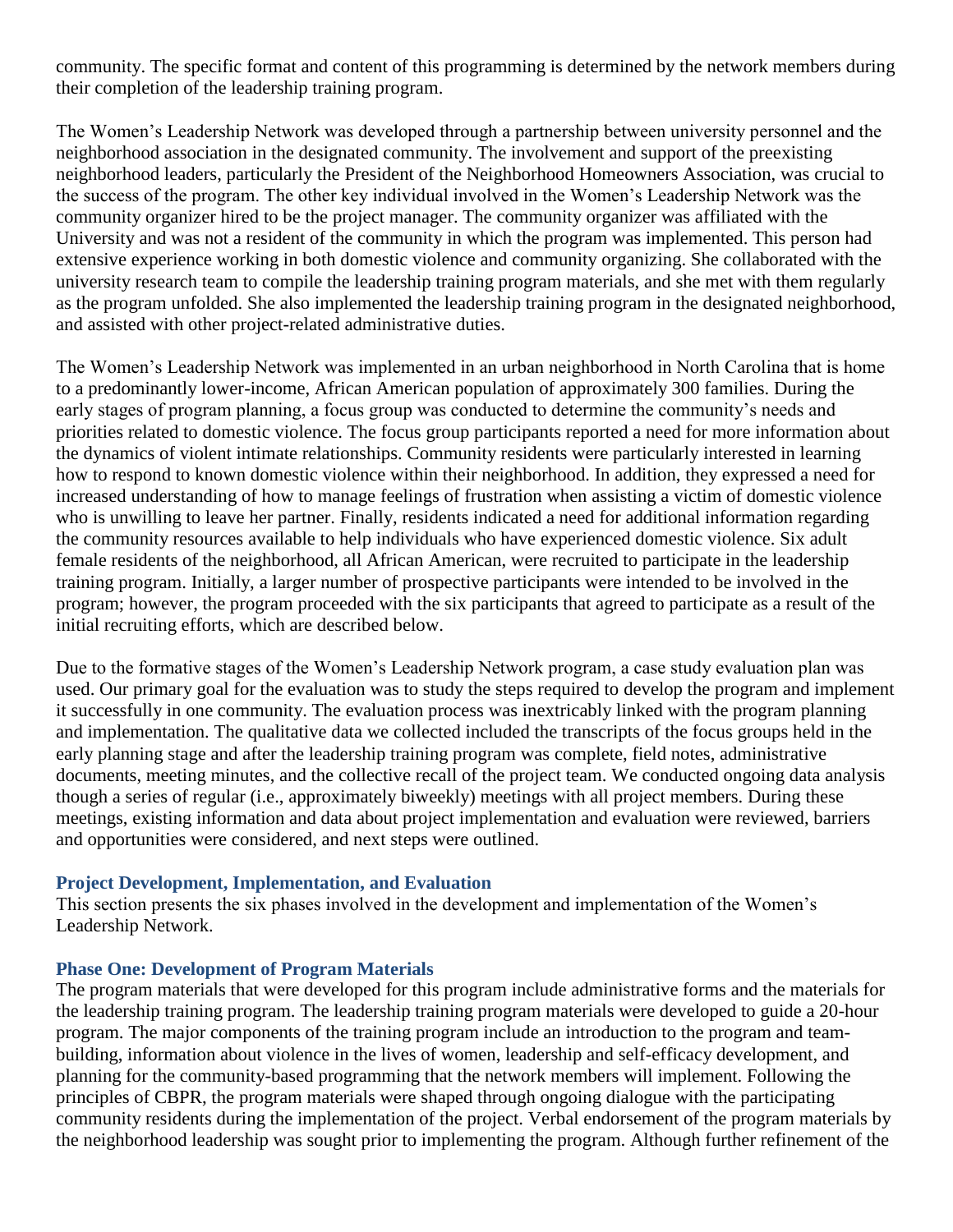community. The specific format and content of this programming is determined by the network members during their completion of the leadership training program.

The Women's Leadership Network was developed through a partnership between university personnel and the neighborhood association in the designated community. The involvement and support of the preexisting neighborhood leaders, particularly the President of the Neighborhood Homeowners Association, was crucial to the success of the program. The other key individual involved in the Women's Leadership Network was the community organizer hired to be the project manager. The community organizer was affiliated with the University and was not a resident of the community in which the program was implemented. This person had extensive experience working in both domestic violence and community organizing. She collaborated with the university research team to compile the leadership training program materials, and she met with them regularly as the program unfolded. She also implemented the leadership training program in the designated neighborhood, and assisted with other project-related administrative duties.

The Women's Leadership Network was implemented in an urban neighborhood in North Carolina that is home to a predominantly lower-income, African American population of approximately 300 families. During the early stages of program planning, a focus group was conducted to determine the community's needs and priorities related to domestic violence. The focus group participants reported a need for more information about the dynamics of violent intimate relationships. Community residents were particularly interested in learning how to respond to known domestic violence within their neighborhood. In addition, they expressed a need for increased understanding of how to manage feelings of frustration when assisting a victim of domestic violence who is unwilling to leave her partner. Finally, residents indicated a need for additional information regarding the community resources available to help individuals who have experienced domestic violence. Six adult female residents of the neighborhood, all African American, were recruited to participate in the leadership training program. Initially, a larger number of prospective participants were intended to be involved in the program; however, the program proceeded with the six participants that agreed to participate as a result of the initial recruiting efforts, which are described below.

Due to the formative stages of the Women's Leadership Network program, a case study evaluation plan was used. Our primary goal for the evaluation was to study the steps required to develop the program and implement it successfully in one community. The evaluation process was inextricably linked with the program planning and implementation. The qualitative data we collected included the transcripts of the focus groups held in the early planning stage and after the leadership training program was complete, field notes, administrative documents, meeting minutes, and the collective recall of the project team. We conducted ongoing data analysis though a series of regular (i.e., approximately biweekly) meetings with all project members. During these meetings, existing information and data about project implementation and evaluation were reviewed, barriers and opportunities were considered, and next steps were outlined.

## Project Development, Implementation, and Evaluation

This section presents the six phases involved in the development and implementation of the Women's Leadership Network.

### Phase One: Development of Program Materials

The program materials that were developed for this program include administrative forms and the materials for the leadership training program. The leadership training program materials were developed to guide a 20-hour program. The major components of the training program include an introduction to the program and team-building, information about violence in the lives of women, leadership and self-efficacy development, and planning for the community-based programming that the network members will implement. Following the principles of CBPR, the program materials were shaped through ongoing dialogue with the participating community residents during the implementation of the project. Verbal endorsement of the program materials by the neighborhood leadership was sought prior to implementing the program. Although further refinement of the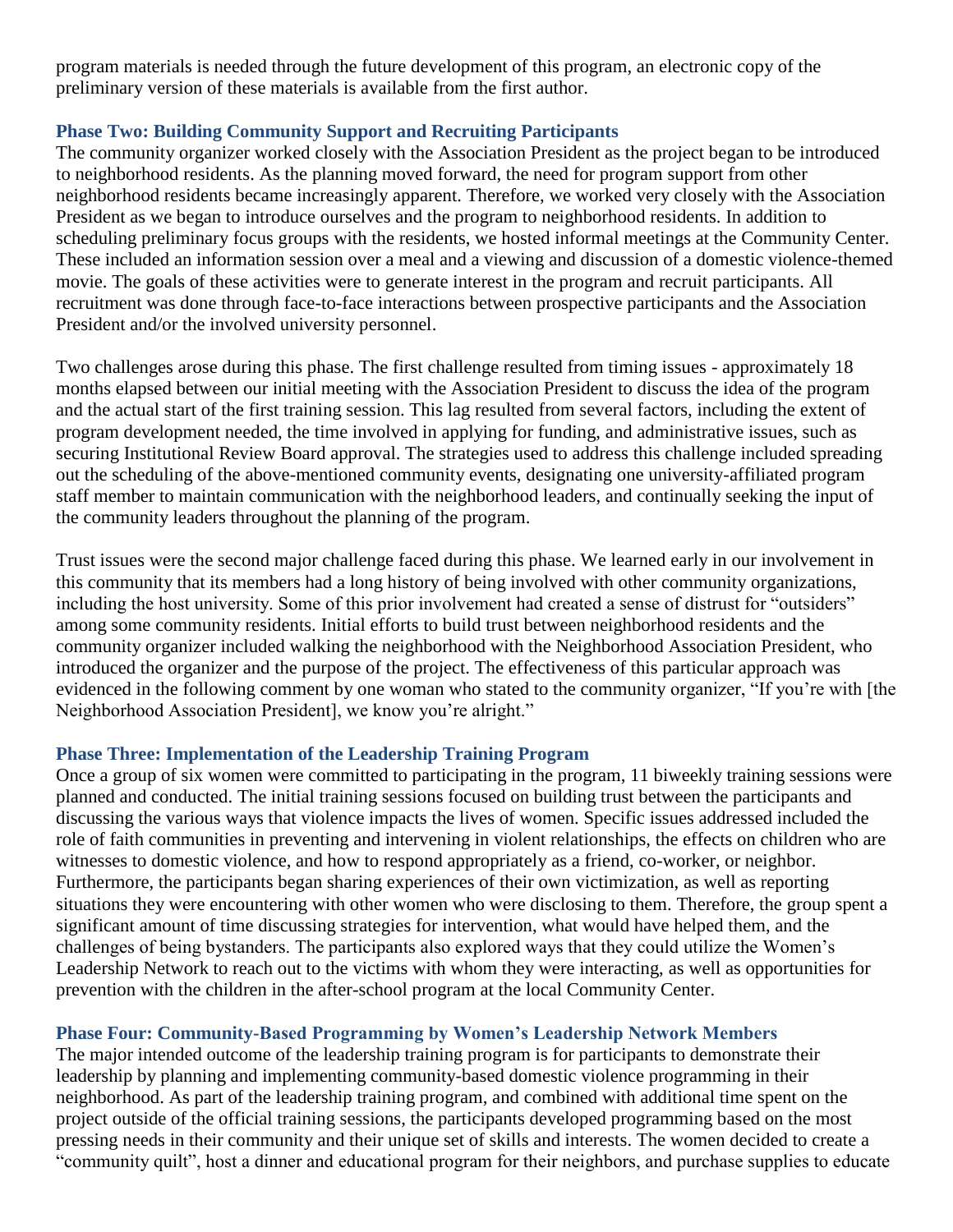program materials is needed through the future development of this program, an electronic copy of the preliminary version of these materials is available from the first author.

### Phase Two: Building Community Support and Recruiting Participants

The community organizer worked closely with the Association President as the project began to be introduced to neighborhood residents. As the planning moved forward, the need for program support from other neighborhood residents became increasingly apparent. Therefore, we worked very closely with the Association President as we began to introduce ourselves and the program to neighborhood residents. In addition to scheduling preliminary focus groups with the residents, we hosted informal meetings at the Community Center. These included an information session over a meal and a viewing and discussion of a domestic violence-themed movie. The goals of these activities were to generate interest in the program and recruit participants. All recruitment was done through face-to-face interactions between prospective participants and the Association President and/or the involved university personnel.

Two challenges arose during this phase. The first challenge resulted from timing issues - approximately 18 months elapsed between our initial meeting with the Association President to discuss the idea of the program and the actual start of the first training session. This lag resulted from several factors, including the extent of program development needed, the time involved in applying for funding, and administrative issues, such as securing Institutional Review Board approval. The strategies used to address this challenge included spreading out the scheduling of the above-mentioned community events, designating one university-affiliated program staff member to maintain communication with the neighborhood leaders, and continually seeking the input of the community leaders throughout the planning of the program.

Trust issues were the second major challenge faced during this phase. We learned early in our involvement in this community that its members had a long history of being involved with other community organizations, including the host university. Some of this prior involvement had created a sense of distrust for "outsiders" among some community residents. Initial efforts to build trust between neighborhood residents and the community organizer included walking the neighborhood with the Neighborhood Association President, who introduced the organizer and the purpose of the project. The effectiveness of this particular approach was evidenced in the following comment by one woman who stated to the community organizer, "If you're with [the Neighborhood Association President], we know you're alright."

### Phase Three: Implementation of the Leadership Training Program

Once a group of six women were committed to participating in the program, 11 biweekly training sessions were planned and conducted. The initial training sessions focused on building trust between the participants and discussing the various ways that violence impacts the lives of women. Specific issues addressed included the role of faith communities in preventing and intervening in violent relationships, the effects on children who are witnesses to domestic violence, and how to respond appropriately as a friend, co-worker, or neighbor. Furthermore, the participants began sharing experiences of their own victimization, as well as reporting situations they were encountering with other women who were disclosing to them. Therefore, the group spent a significant amount of time discussing strategies for intervention, what would have helped them, and the challenges of being bystanders. The participants also explored ways that they could utilize the Women's Leadership Network to reach out to the victims with whom they were interacting, as well as opportunities for prevention with the children in the after-school program at the local Community Center.

### Phase Four: Community-Based Programming by Women's Leadership Network Members

The major intended outcome of the leadership training program is for participants to demonstrate their leadership by planning and implementing community-based domestic violence programming in their neighborhood. As part of the leadership training program, and combined with additional time spent on the project outside of the official training sessions, the participants developed programming based on the most pressing needs in their community and their unique set of skills and interests. The women decided to create a "community quilt", host a dinner and educational program for their neighbors, and purchase supplies to educate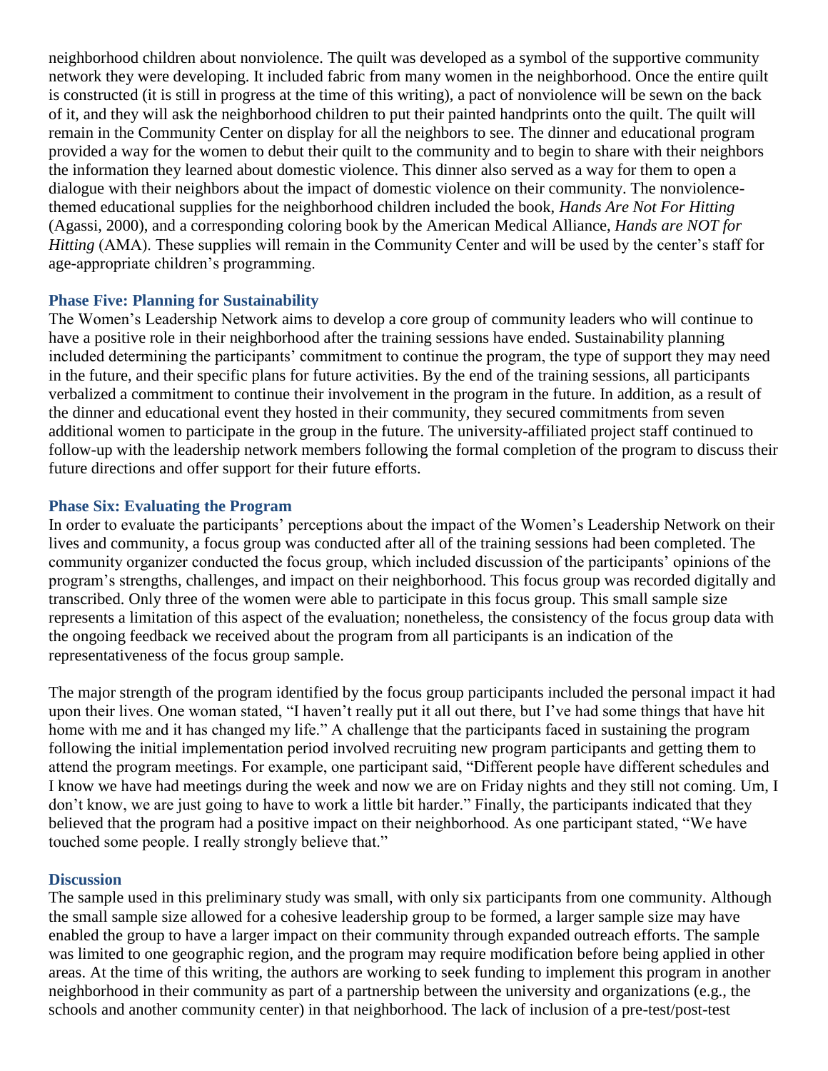neighborhood children about nonviolence. The quilt was developed as a symbol of the supportive community network they were developing. It included fabric from many women in the neighborhood. Once the entire quilt is constructed (it is still in progress at the time of this writing), a pact of nonviolence will be sewn on the back of it, and they will ask the neighborhood children to put their painted handprints onto the quilt. The quilt will remain in the Community Center on display for all the neighbors to see. The dinner and educational program provided a way for the women to debut their quilt to the community and to begin to share with their neighbors the information they learned about domestic violence. This dinner also served as a way for them to open a dialogue with their neighbors about the impact of domestic violence on their community. The nonviolence-themed educational supplies for the neighborhood children included the book, *Hands Are Not For Hitting* (Agassi, 2000), and a corresponding coloring book by the American Medical Alliance, *Hands are NOT for Hitting* (AMA). These supplies will remain in the Community Center and will be used by the center's staff for age-appropriate children's programming.

### Phase Five: Planning for Sustainability

The Women's Leadership Network aims to develop a core group of community leaders who will continue to have a positive role in their neighborhood after the training sessions have ended. Sustainability planning included determining the participants' commitment to continue the program, the type of support they may need in the future, and their specific plans for future activities. By the end of the training sessions, all participants verbalized a commitment to continue their involvement in the program in the future. In addition, as a result of the dinner and educational event they hosted in their community, they secured commitments from seven additional women to participate in the group in the future. The university-affiliated project staff continued to follow-up with the leadership network members following the formal completion of the program to discuss their future directions and offer support for their future efforts.

### Phase Six: Evaluating the Program

In order to evaluate the participants' perceptions about the impact of the Women's Leadership Network on their lives and community, a focus group was conducted after all of the training sessions had been completed. The community organizer conducted the focus group, which included discussion of the participants' opinions of the program's strengths, challenges, and impact on their neighborhood. This focus group was recorded digitally and transcribed. Only three of the women were able to participate in this focus group. This small sample size represents a limitation of this aspect of the evaluation; nonetheless, the consistency of the focus group data with the ongoing feedback we received about the program from all participants is an indication of the representativeness of the focus group sample.

The major strength of the program identified by the focus group participants included the personal impact it had upon their lives. One woman stated, "I haven't really put it all out there, but I've had some things that have hit home with me and it has changed my life." A challenge that the participants faced in sustaining the program following the initial implementation period involved recruiting new program participants and getting them to attend the program meetings. For example, one participant said, "Different people have different schedules and I know we have had meetings during the week and now we are on Friday nights and they still not coming. Um, I don't know, we are just going to have to work a little bit harder." Finally, the participants indicated that they believed that the program had a positive impact on their neighborhood. As one participant stated, "We have touched some people. I really strongly believe that."

### Discussion

The sample used in this preliminary study was small, with only six participants from one community. Although the small sample size allowed for a cohesive leadership group to be formed, a larger sample size may have enabled the group to have a larger impact on their community through expanded outreach efforts. The sample was limited to one geographic region, and the program may require modification before being applied in other areas. At the time of this writing, the authors are working to seek funding to implement this program in another neighborhood in their community as part of a partnership between the university and organizations (e.g., the schools and another community center) in that neighborhood. The lack of inclusion of a pre-test/post-test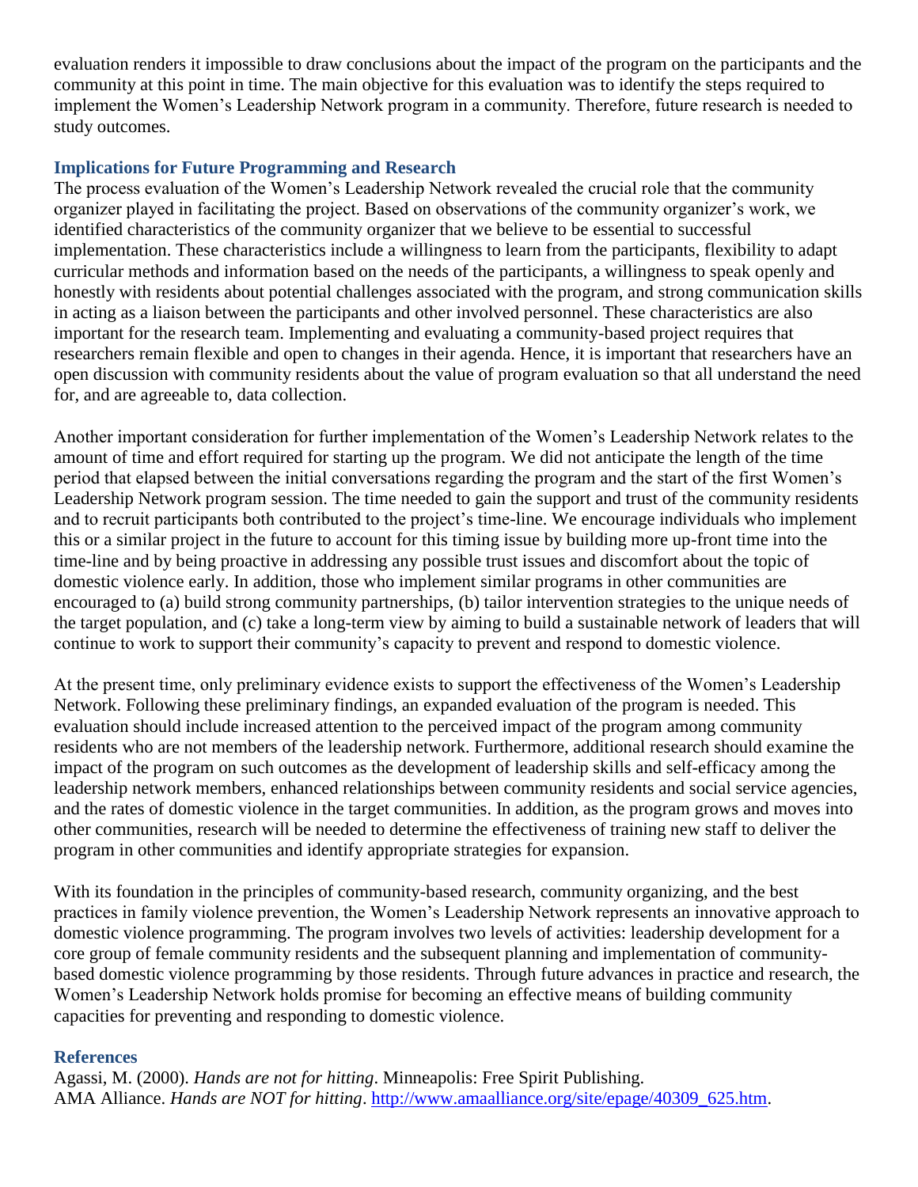evaluation renders it impossible to draw conclusions about the impact of the program on the participants and the community at this point in time. The main objective for this evaluation was to identify the steps required to implement the Women's Leadership Network program in a community. Therefore, future research is needed to study outcomes.

### Implications for Future Programming and Research

The process evaluation of the Women's Leadership Network revealed the crucial role that the community organizer played in facilitating the project. Based on observations of the community organizer's work, we identified characteristics of the community organizer that we believe to be essential to successful implementation. These characteristics include a willingness to learn from the participants, flexibility to adapt curricular methods and information based on the needs of the participants, a willingness to speak openly and honestly with residents about potential challenges associated with the program, and strong communication skills in acting as a liaison between the participants and other involved personnel. These characteristics are also important for the research team. Implementing and evaluating a community-based project requires that researchers remain flexible and open to changes in their agenda. Hence, it is important that researchers have an open discussion with community residents about the value of program evaluation so that all understand the need for, and are agreeable to, data collection.

Another important consideration for further implementation of the Women's Leadership Network relates to the amount of time and effort required for starting up the program. We did not anticipate the length of the time period that elapsed between the initial conversations regarding the program and the start of the first Women's Leadership Network program session. The time needed to gain the support and trust of the community residents and to recruit participants both contributed to the project's time-line. We encourage individuals who implement this or a similar project in the future to account for this timing issue by building more up-front time into the time-line and by being proactive in addressing any possible trust issues and discomfort about the topic of domestic violence early. In addition, those who implement similar programs in other communities are encouraged to (a) build strong community partnerships, (b) tailor intervention strategies to the unique needs of the target population, and (c) take a long-term view by aiming to build a sustainable network of leaders that will continue to work to support their community's capacity to prevent and respond to domestic violence.

At the present time, only preliminary evidence exists to support the effectiveness of the Women's Leadership Network. Following these preliminary findings, an expanded evaluation of the program is needed. This evaluation should include increased attention to the perceived impact of the program among community residents who are not members of the leadership network. Furthermore, additional research should examine the impact of the program on such outcomes as the development of leadership skills and self-efficacy among the leadership network members, enhanced relationships between community residents and social service agencies, and the rates of domestic violence in the target communities. In addition, as the program grows and moves into other communities, research will be needed to determine the effectiveness of training new staff to deliver the program in other communities and identify appropriate strategies for expansion.

With its foundation in the principles of community-based research, community organizing, and the best practices in family violence prevention, the Women's Leadership Network represents an innovative approach to domestic violence programming. The program involves two levels of activities: leadership development for a core group of female community residents and the subsequent planning and implementation of community-based domestic violence programming by those residents. Through future advances in practice and research, the Women's Leadership Network holds promise for becoming an effective means of building community capacities for preventing and responding to domestic violence.

### References

Agassi, M. (2000). *Hands are not for hitting*. Minneapolis: Free Spirit Publishing.

AMA Alliance. *Hands are NOT for hitting*. http://www.amaalliance.org/site/epage/40309_625.htm.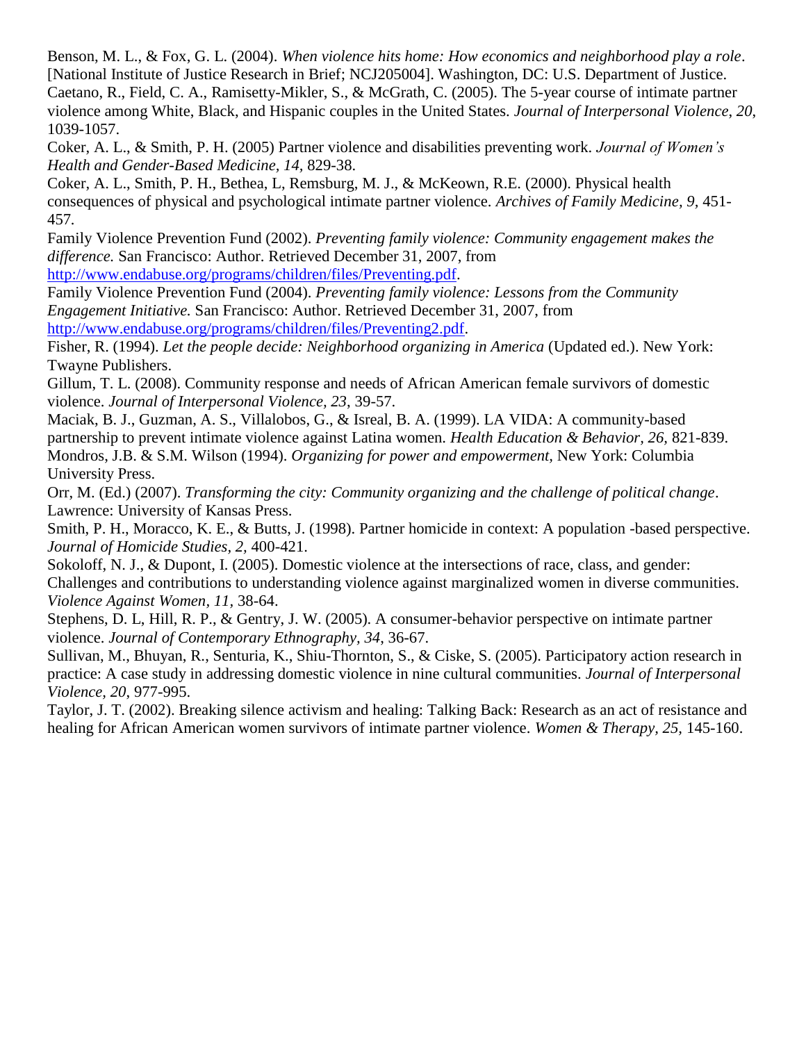Benson, M. L., & Fox, G. L. (2004). *When violence hits home: How economics and neighborhood play a role*. [National Institute of Justice Research in Brief; NCJ205004]. Washington, DC: U.S. Department of Justice.

Caetano, R., Field, C. A., Ramisetty-Mikler, S., & McGrath, C. (2005). The 5-year course of intimate partner violence among White, Black, and Hispanic couples in the United States. *Journal of Interpersonal Violence, 20*, 1039-1057.

Coker, A. L., & Smith, P. H. (2005) Partner violence and disabilities preventing work. *Journal of Women's Health and Gender-Based Medicine, 14,* 829-38.

Coker, A. L., Smith, P. H., Bethea, L, Remsburg, M. J., & McKeown, R.E. (2000). Physical health consequences of physical and psychological intimate partner violence. *Archives of Family Medicine, 9,* 451-457.

Family Violence Prevention Fund (2002). *Preventing family violence: Community engagement makes the difference.* San Francisco: Author. Retrieved December 31, 2007, from http://www.endabuse.org/programs/children/files/Preventing.pdf.

Family Violence Prevention Fund (2004). *Preventing family violence: Lessons from the Community Engagement Initiative.* San Francisco: Author. Retrieved December 31, 2007, from http://www.endabuse.org/programs/children/files/Preventing2.pdf.

Fisher, R. (1994). *Let the people decide: Neighborhood organizing in America* (Updated ed.). New York: Twayne Publishers.

Gillum, T. L. (2008). Community response and needs of African American female survivors of domestic violence. *Journal of Interpersonal Violence, 23*, 39-57.

Maciak, B. J., Guzman, A. S., Villalobos, G., & Isreal, B. A. (1999). LA VIDA: A community-based partnership to prevent intimate violence against Latina women. *Health Education & Behavior, 26,* 821-839.

Mondros, J.B. & S.M. Wilson (1994). *Organizing for power and empowerment,* New York: Columbia University Press.

Orr, M. (Ed.) (2007). *Transforming the city: Community organizing and the challenge of political change*. Lawrence: University of Kansas Press.

Smith, P. H., Moracco, K. E., & Butts, J. (1998). Partner homicide in context: A population -based perspective. *Journal of Homicide Studies, 2,* 400-421.

Sokoloff, N. J., & Dupont, I. (2005). Domestic violence at the intersections of race, class, and gender: Challenges and contributions to understanding violence against marginalized women in diverse communities. *Violence Against Women, 11,* 38-64.

Stephens, D. L, Hill, R. P., & Gentry, J. W. (2005). A consumer-behavior perspective on intimate partner violence. *Journal of Contemporary Ethnography, 34,* 36-67.

Sullivan, M., Bhuyan, R., Senturia, K., Shiu-Thornton, S., & Ciske, S. (2005). Participatory action research in practice: A case study in addressing domestic violence in nine cultural communities. *Journal of Interpersonal Violence, 20*, 977-995.

Taylor, J. T. (2002). Breaking silence activism and healing: Talking Back: Research as an act of resistance and healing for African American women survivors of intimate partner violence. *Women & Therapy, 25,* 145-160.